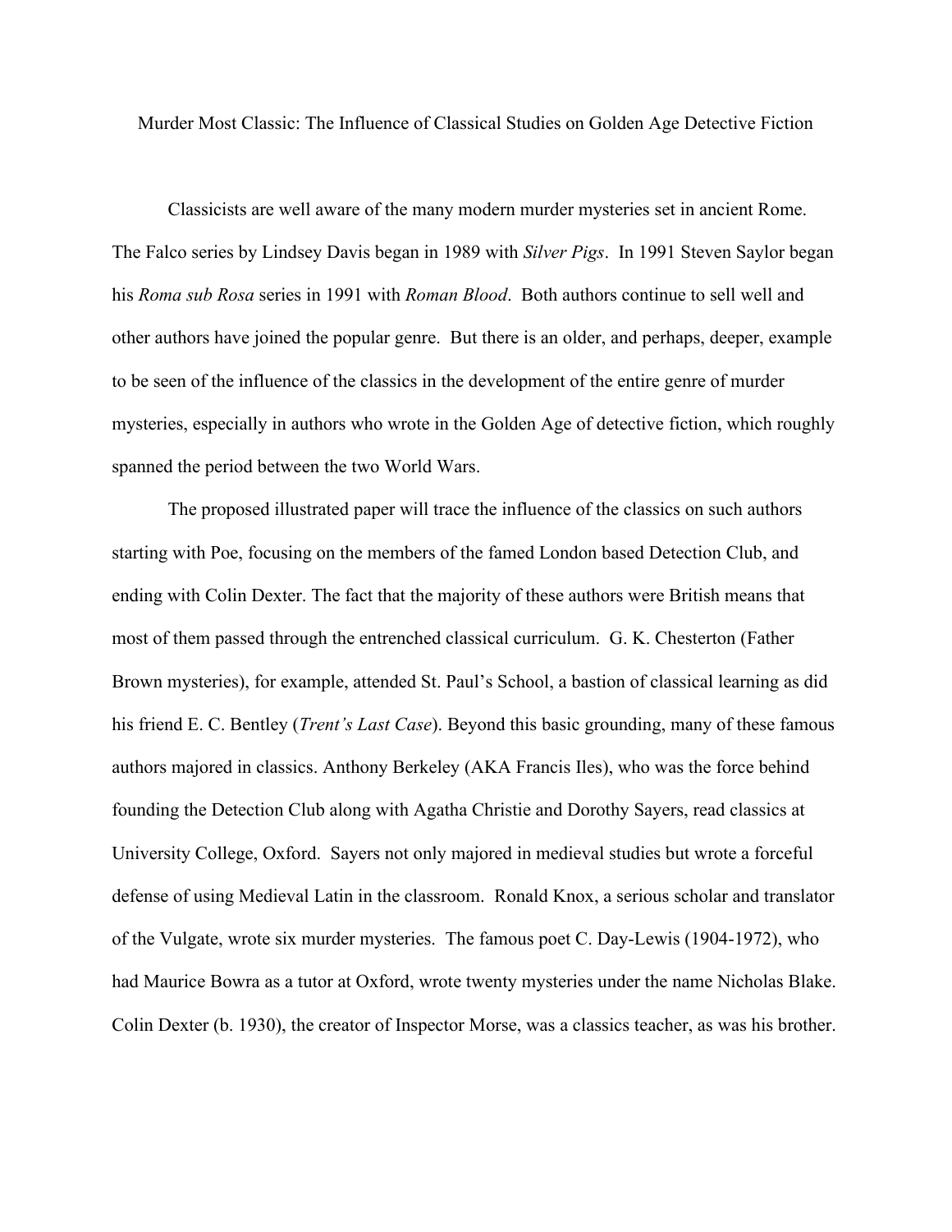# Murder Most Classic: The Influence of Classical Studies on Golden Age Detective Fiction

Classicists are well aware of the many modern murder mysteries set in ancient Rome. The Falco series by Lindsey Davis began in 1989 with *Silver Pigs*. In 1991 Steven Saylor began his *Roma sub Rosa* series in 1991 with *Roman Blood*. Both authors continue to sell well and other authors have joined the popular genre. But there is an older, and perhaps, deeper, example to be seen of the influence of the classics in the development of the entire genre of murder mysteries, especially in authors who wrote in the Golden Age of detective fiction, which roughly spanned the period between the two World Wars.

The proposed illustrated paper will trace the influence of the classics on such authors starting with Poe, focusing on the members of the famed London based Detection Club, and ending with Colin Dexter. The fact that the majority of these authors were British means that most of them passed through the entrenched classical curriculum. G. K. Chesterton (Father Brown mysteries), for example, attended St. Paul's School, a bastion of classical learning as did his friend E. C. Bentley (*Trent's Last Case*). Beyond this basic grounding, many of these famous authors majored in classics. Anthony Berkeley (AKA Francis Iles), who was the force behind founding the Detection Club along with Agatha Christie and Dorothy Sayers, read classics at University College, Oxford. Sayers not only majored in medieval studies but wrote a forceful defense of using Medieval Latin in the classroom. Ronald Knox, a serious scholar and translator of the Vulgate, wrote six murder mysteries. The famous poet C. Day-Lewis (1904-1972), who had Maurice Bowra as a tutor at Oxford, wrote twenty mysteries under the name Nicholas Blake. Colin Dexter (b. 1930), the creator of Inspector Morse, was a classics teacher, as was his brother.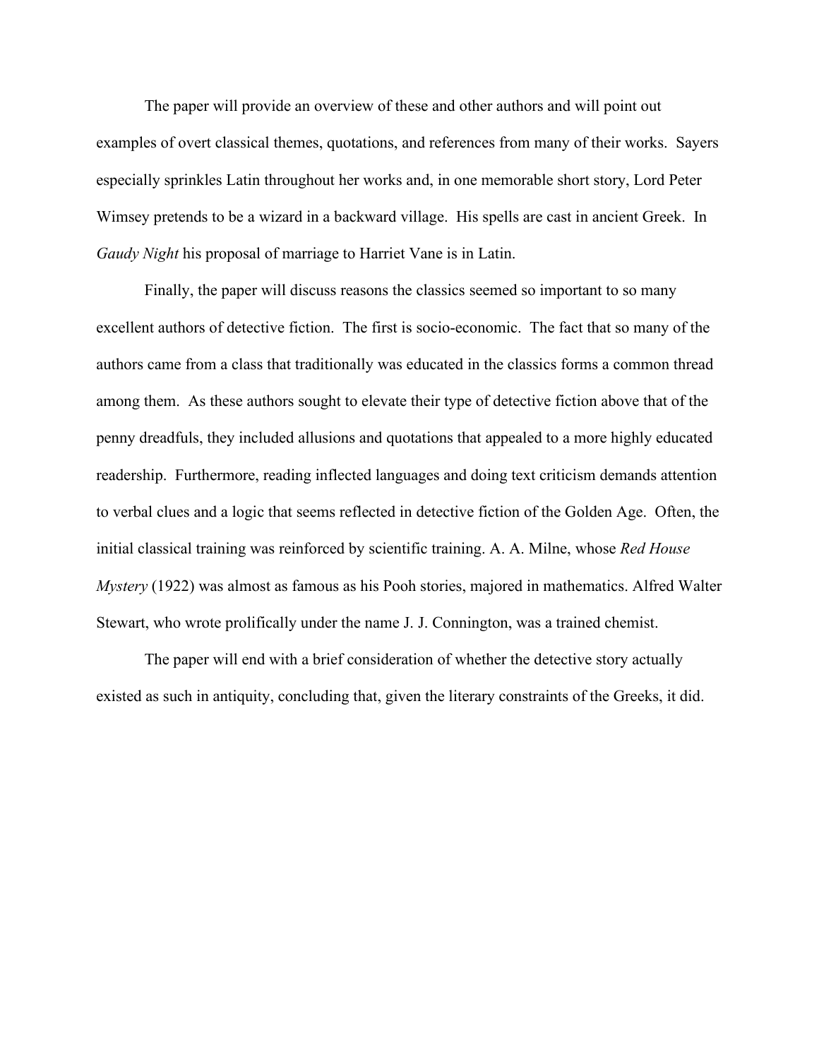The paper will provide an overview of these and other authors and will point out examples of overt classical themes, quotations, and references from many of their works. Sayers especially sprinkles Latin throughout her works and, in one memorable short story, Lord Peter Wimsey pretends to be a wizard in a backward village. His spells are cast in ancient Greek. In *Gaudy Night* his proposal of marriage to Harriet Vane is in Latin.

Finally, the paper will discuss reasons the classics seemed so important to so many excellent authors of detective fiction. The first is socio-economic. The fact that so many of the authors came from a class that traditionally was educated in the classics forms a common thread among them. As these authors sought to elevate their type of detective fiction above that of the penny dreadfuls, they included allusions and quotations that appealed to a more highly educated readership. Furthermore, reading inflected languages and doing text criticism demands attention to verbal clues and a logic that seems reflected in detective fiction of the Golden Age. Often, the initial classical training was reinforced by scientific training. A. A. Milne, whose *Red House Mystery* (1922) was almost as famous as his Pooh stories, majored in mathematics. Alfred Walter Stewart, who wrote prolifically under the name J. J. Connington, was a trained chemist.

The paper will end with a brief consideration of whether the detective story actually existed as such in antiquity, concluding that, given the literary constraints of the Greeks, it did.